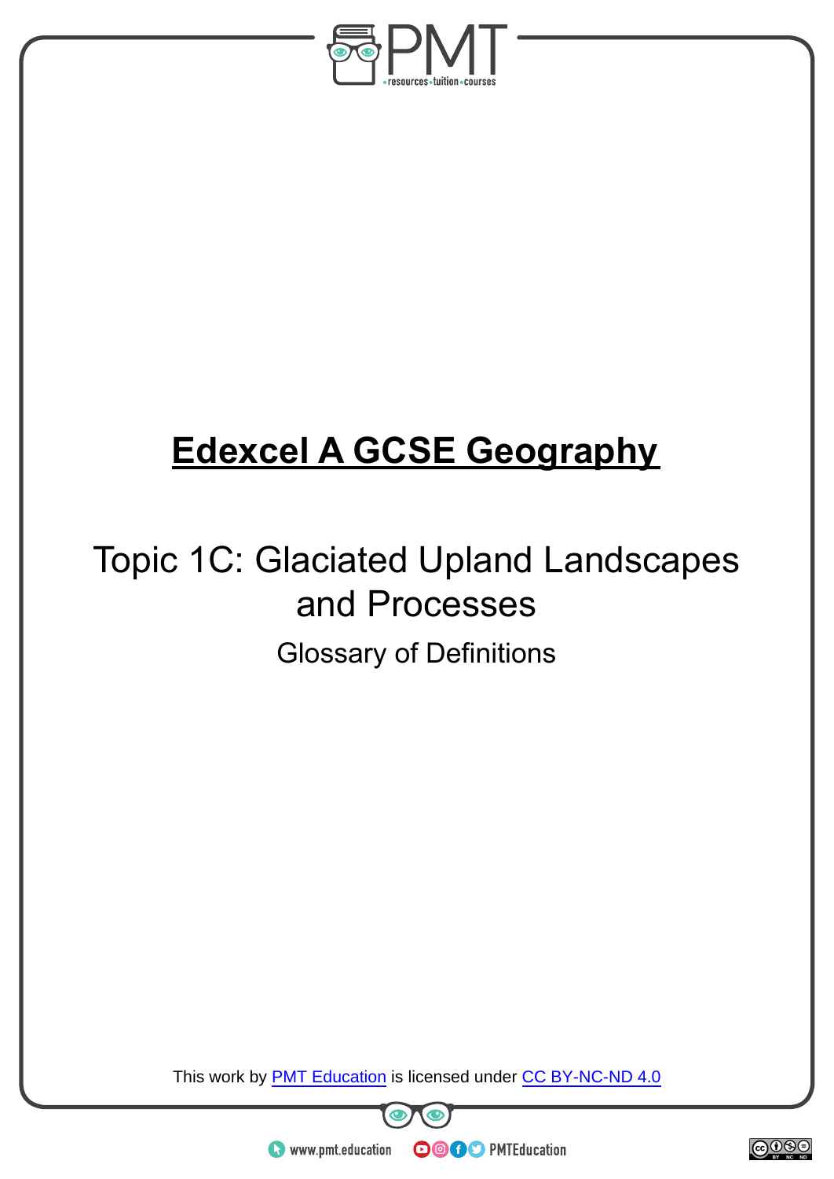# Edexcel A GCSE Geography

## Topic 1C: Glaciated Upland Landscapes and Processes

### Glossary of Definitions

This work by PMT Education is licensed under CC BY-NC-ND 4.0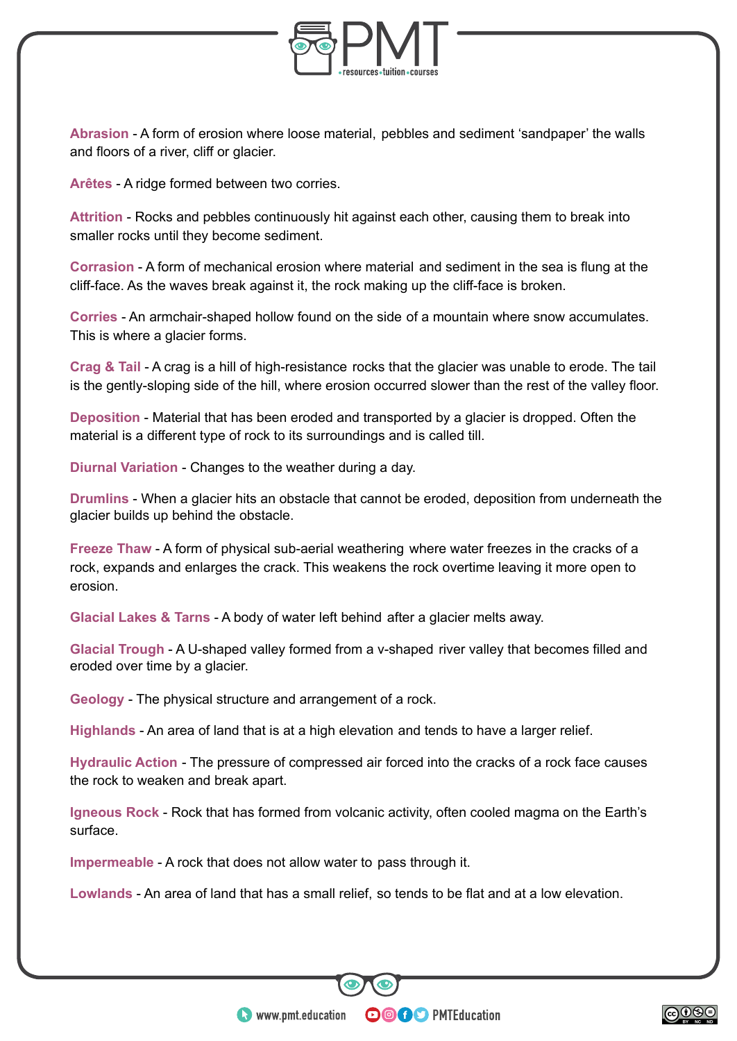**Abrasion** - A form of erosion where loose material, pebbles and sediment 'sandpaper' the walls and floors of a river, cliff or glacier.

**Arêtes** - A ridge formed between two corries.

**Attrition** - Rocks and pebbles continuously hit against each other, causing them to break into smaller rocks until they become sediment.

**Corrasion** - A form of mechanical erosion where material and sediment in the sea is flung at the cliff-face. As the waves break against it, the rock making up the cliff-face is broken.

**Corries** - An armchair-shaped hollow found on the side of a mountain where snow accumulates. This is where a glacier forms.

**Crag & Tail** - A crag is a hill of high-resistance rocks that the glacier was unable to erode. The tail is the gently-sloping side of the hill, where erosion occurred slower than the rest of the valley floor.

**Deposition** - Material that has been eroded and transported by a glacier is dropped. Often the material is a different type of rock to its surroundings and is called till.

**Diurnal Variation** - Changes to the weather during a day.

**Drumlins** - When a glacier hits an obstacle that cannot be eroded, deposition from underneath the glacier builds up behind the obstacle.

**Freeze Thaw** - A form of physical sub-aerial weathering where water freezes in the cracks of a rock, expands and enlarges the crack. This weakens the rock overtime leaving it more open to erosion.

**Glacial Lakes & Tarns** - A body of water left behind after a glacier melts away.

**Glacial Trough** - A U-shaped valley formed from a v-shaped river valley that becomes filled and eroded over time by a glacier.

**Geology** - The physical structure and arrangement of a rock.

**Highlands** - An area of land that is at a high elevation and tends to have a larger relief.

**Hydraulic Action** - The pressure of compressed air forced into the cracks of a rock face causes the rock to weaken and break apart.

**Igneous Rock** - Rock that has formed from volcanic activity, often cooled magma on the Earth's surface.

**Impermeable** - A rock that does not allow water to pass through it.

**Lowlands** - An area of land that has a small relief, so tends to be flat and at a low elevation.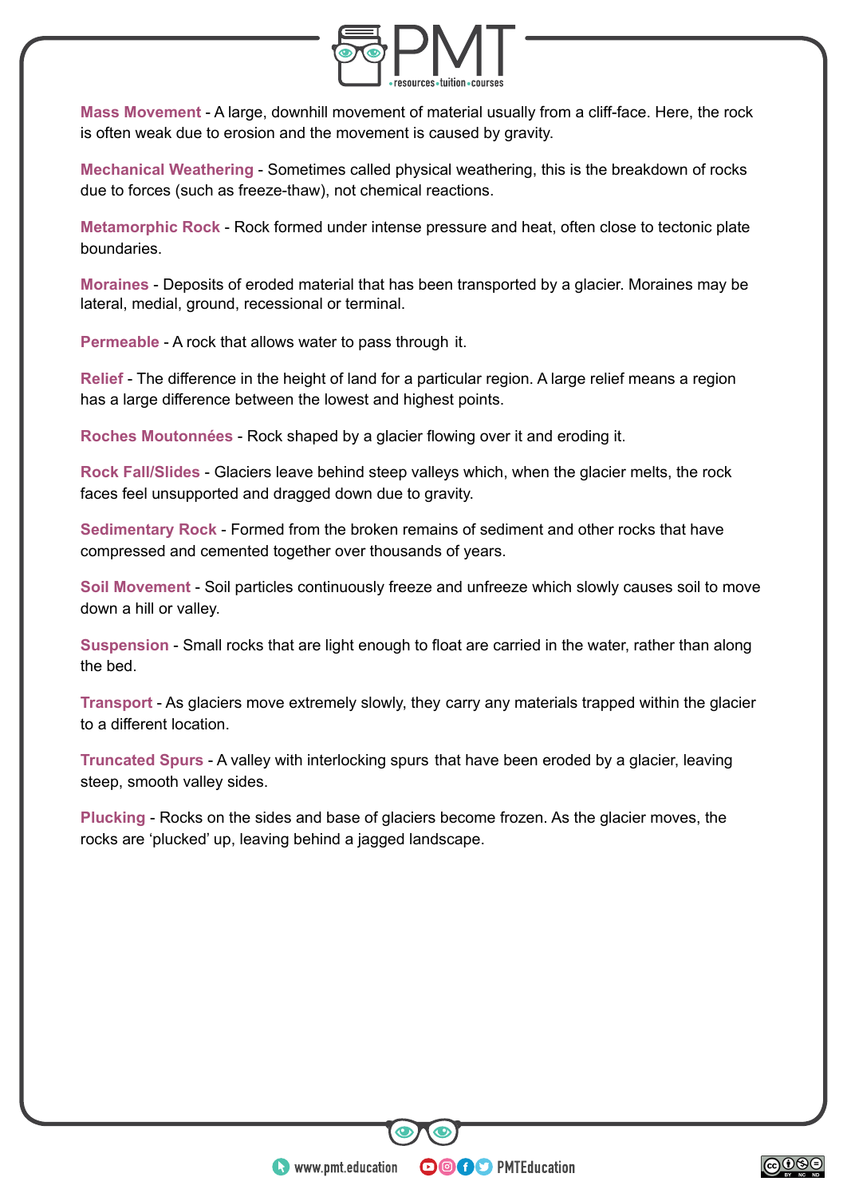**Mass Movement** - A large, downhill movement of material usually from a cliff-face. Here, the rock is often weak due to erosion and the movement is caused by gravity.

**Mechanical Weathering** - Sometimes called physical weathering, this is the breakdown of rocks due to forces (such as freeze-thaw), not chemical reactions.

**Metamorphic Rock** - Rock formed under intense pressure and heat, often close to tectonic plate boundaries.

**Moraines** - Deposits of eroded material that has been transported by a glacier. Moraines may be lateral, medial, ground, recessional or terminal.

**Permeable** - A rock that allows water to pass through it.

**Relief** - The difference in the height of land for a particular region. A large relief means a region has a large difference between the lowest and highest points.

**Roches Moutonnées** - Rock shaped by a glacier flowing over it and eroding it.

**Rock Fall/Slides** - Glaciers leave behind steep valleys which, when the glacier melts, the rock faces feel unsupported and dragged down due to gravity.

**Sedimentary Rock** - Formed from the broken remains of sediment and other rocks that have compressed and cemented together over thousands of years.

**Soil Movement** - Soil particles continuously freeze and unfreeze which slowly causes soil to move down a hill or valley.

**Suspension** - Small rocks that are light enough to float are carried in the water, rather than along the bed.

**Transport** - As glaciers move extremely slowly, they carry any materials trapped within the glacier to a different location.

**Truncated Spurs** - A valley with interlocking spurs that have been eroded by a glacier, leaving steep, smooth valley sides.

**Plucking** - Rocks on the sides and base of glaciers become frozen. As the glacier moves, the rocks are ‘plucked’ up, leaving behind a jagged landscape.